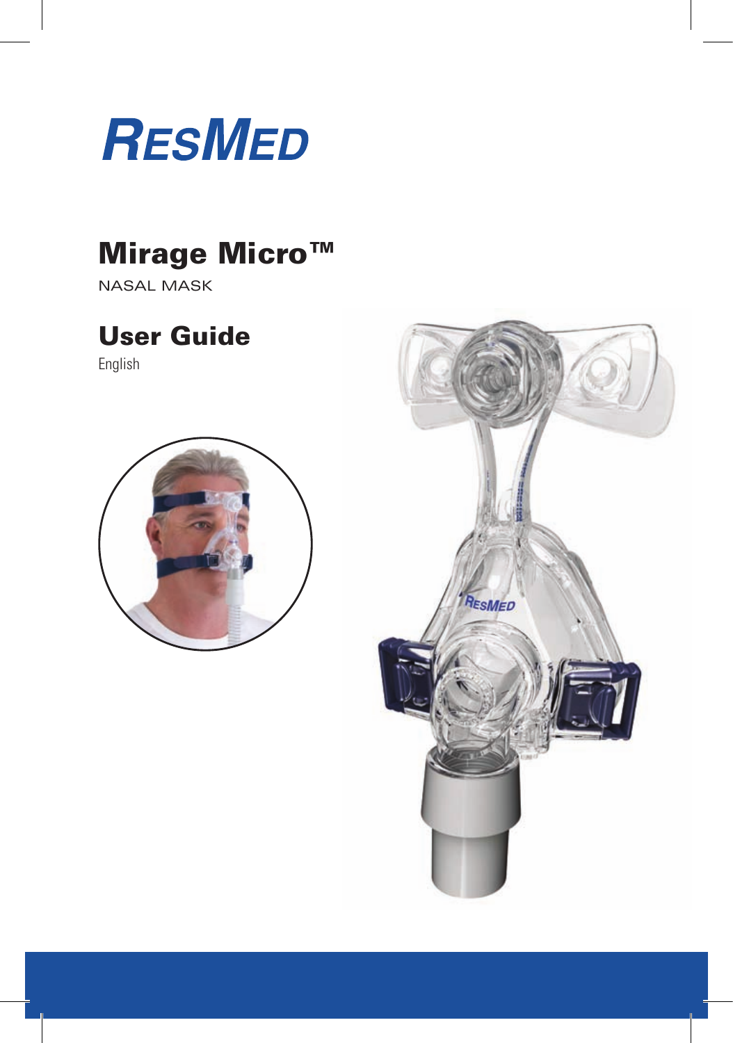RESMED

# Mirage Micro™

NASAL MASK

# User Guide

English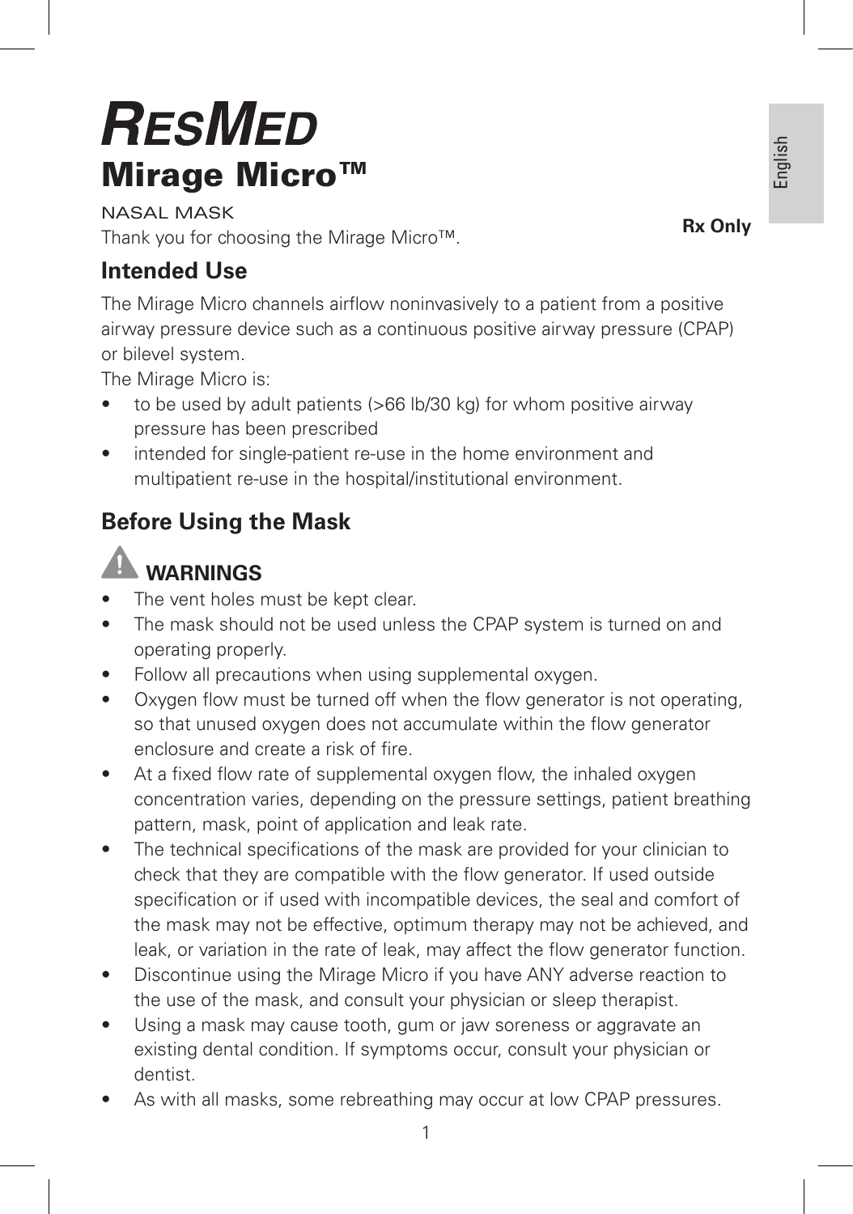# RESMED

# Mirage Micro™

NASAL MASK

Thank you for choosing the Mirage Micro™.

**Rx Only**

## Intended Use

The Mirage Micro channels airflow noninvasively to a patient from a positive airway pressure device such as a continuous positive airway pressure (CPAP) or bilevel system.

The Mirage Micro is:

- to be used by adult patients (>66 lb/30 kg) for whom positive airway pressure has been prescribed
- intended for single-patient re-use in the home environment and multipatient re-use in the hospital/institutional environment.

## Before Using the Mask

### ⚠ WARNINGS

- The vent holes must be kept clear.
- The mask should not be used unless the CPAP system is turned on and operating properly.
- Follow all precautions when using supplemental oxygen.
- Oxygen flow must be turned off when the flow generator is not operating, so that unused oxygen does not accumulate within the flow generator enclosure and create a risk of fire.
- At a fixed flow rate of supplemental oxygen flow, the inhaled oxygen concentration varies, depending on the pressure settings, patient breathing pattern, mask, point of application and leak rate.
- The technical specifications of the mask are provided for your clinician to check that they are compatible with the flow generator. If used outside specification or if used with incompatible devices, the seal and comfort of the mask may not be effective, optimum therapy may not be achieved, and leak, or variation in the rate of leak, may affect the flow generator function.
- Discontinue using the Mirage Micro if you have ANY adverse reaction to the use of the mask, and consult your physician or sleep therapist.
- Using a mask may cause tooth, gum or jaw soreness or aggravate an existing dental condition. If symptoms occur, consult your physician or dentist.
- As with all masks, some rebreathing may occur at low CPAP pressures.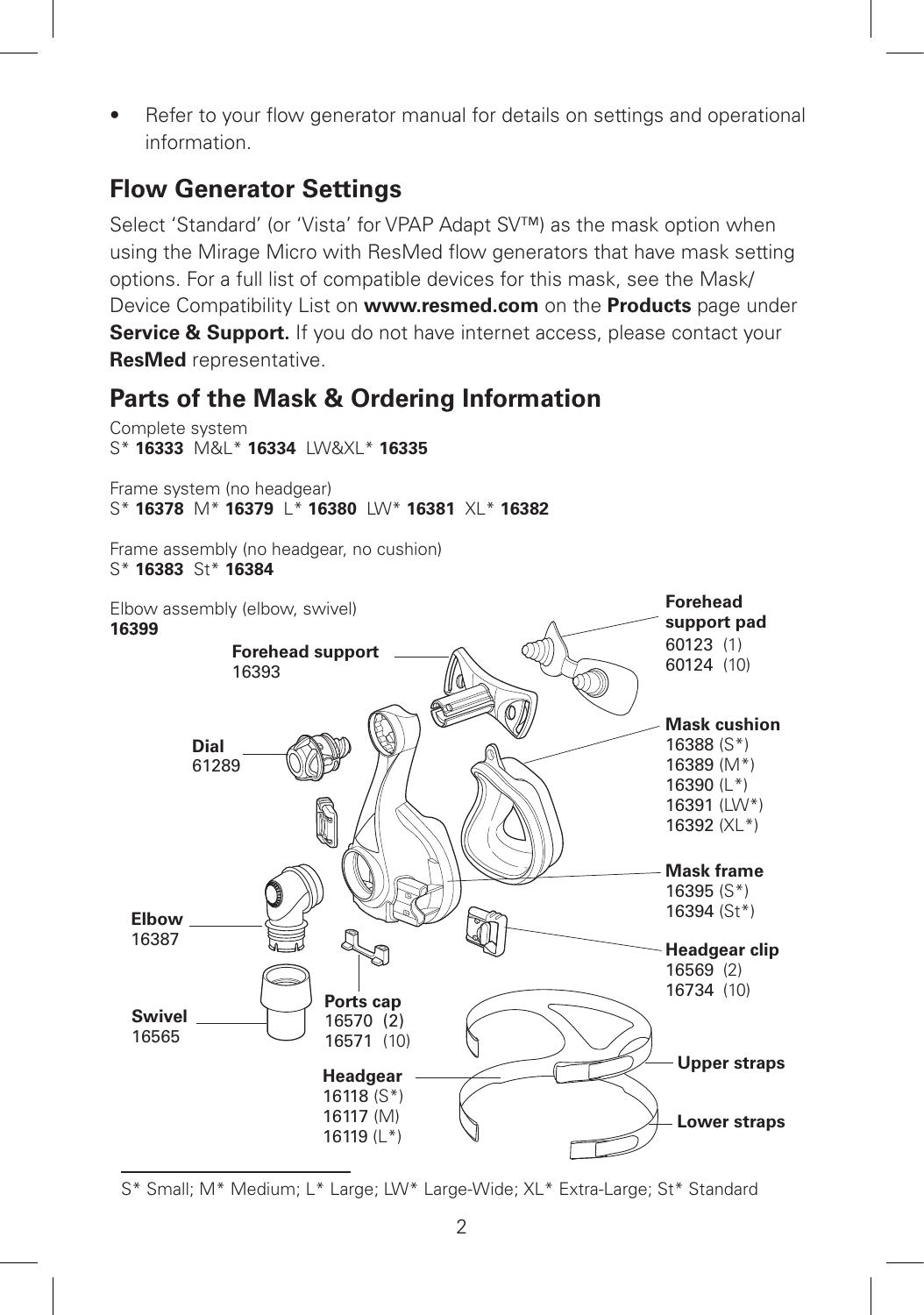- Refer to your flow generator manual for details on settings and operational information.

## Flow Generator Settings

Select 'Standard' (or 'Vista' for VPAP Adapt SV™) as the mask option when using the Mirage Micro with ResMed flow generators that have mask setting options. For a full list of compatible devices for this mask, see the Mask/Device Compatibility List on **www.resmed.com** on the **Products** page under **Service & Support.** If you do not have internet access, please contact your **ResMed** representative.

## Parts of the Mask & Ordering Information

Complete system
S* **16333** M&L* **16334** LW&XL* **16335**

Frame system (no headgear)
S* **16378** M* **16379** L* **16380** LW* **16381** XL* **16382**

Frame assembly (no headgear, no cushion)
S* **16383** St* **16384**

Elbow assembly (elbow, swivel)
**16399**

**Forehead support**
16393

**Dial**
61289

**Elbow**
16387

**Swivel**
16565

**Ports cap**
16570 (2)
16571 (10)

**Headgear**
16118 (S*)
16117 (M)
16119 (L*)

**Forehead support pad**
60123 (1)
60124 (10)

**Mask cushion**
16388 (S*)
16389 (M*)
16390 (L*)
16391 (LW*)
16392 (XL*)

**Mask frame**
16395 (S*)
16394 (St*)

**Headgear clip**
16569 (2)
16734 (10)

**Upper straps**

**Lower straps**

S* Small; M* Medium; L* Large; LW* Large-Wide; XL* Extra-Large; St* Standard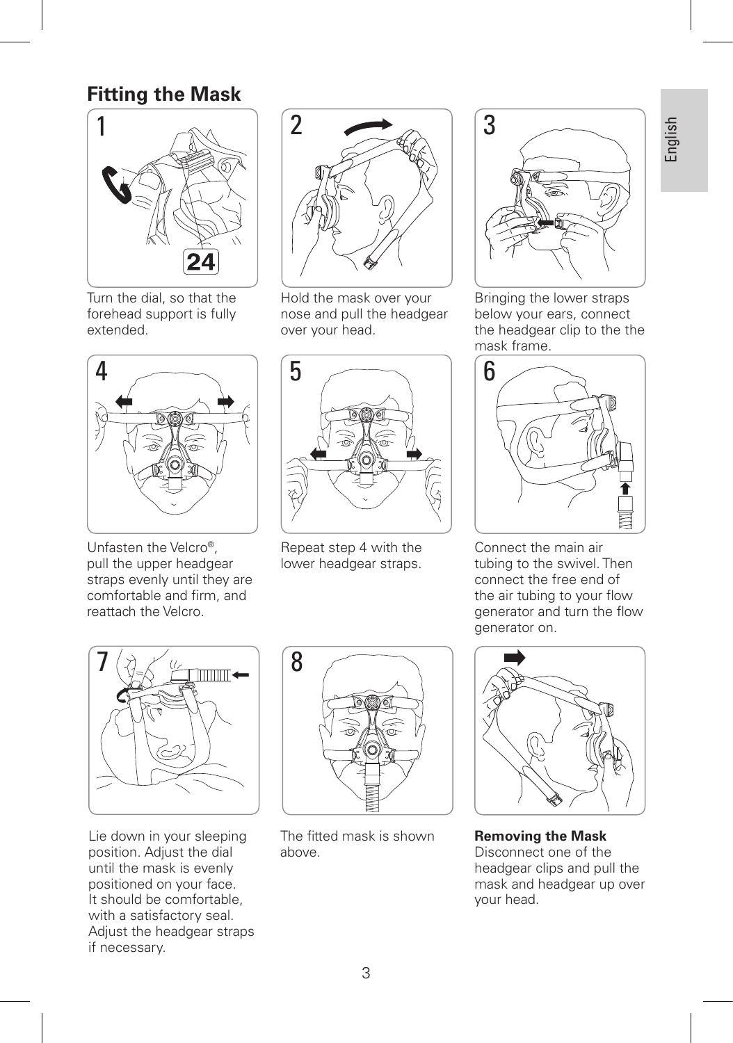## Fitting the Mask

1. Turn the dial, so that the forehead support is fully extended.

2. Hold the mask over your nose and pull the headgear over your head.

3. Bringing the lower straps below your ears, connect the headgear clip to the the mask frame.

4. Unfasten the Velcro®, pull the upper headgear straps evenly until they are comfortable and firm, and reattach the Velcro.

5. Repeat step 4 with the lower headgear straps.

6. Connect the main air tubing to the swivel. Then connect the free end of the air tubing to your flow generator and turn the flow generator on.

7. Lie down in your sleeping position. Adjust the dial until the mask is evenly positioned on your face. It should be comfortable, with a satisfactory seal. Adjust the headgear straps if necessary.

8. The fitted mask is shown above.

**Removing the Mask**
Disconnect one of the headgear clips and pull the mask and headgear up over your head.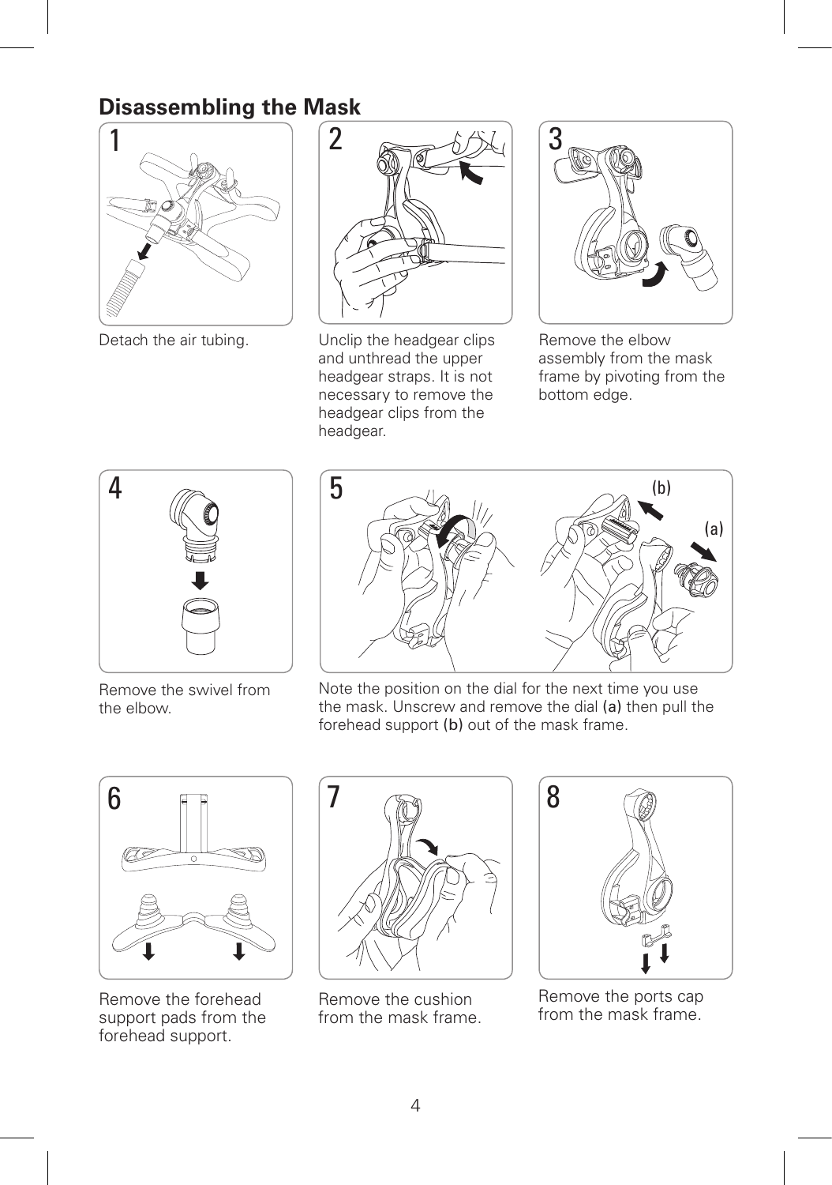## Disassembling the Mask

1. Detach the air tubing.

2. Unclip the headgear clips and unthread the upper headgear straps. It is not necessary to remove the headgear clips from the headgear.

3. Remove the elbow assembly from the mask frame by pivoting from the bottom edge.

4. Remove the swivel from the elbow.

5. Note the position on the dial for the next time you use the mask. Unscrew and remove the dial **(a)** then pull the forehead support **(b)** out of the mask frame.

6. Remove the forehead support pads from the forehead support.

7. Remove the cushion from the mask frame.

8. Remove the ports cap from the mask frame.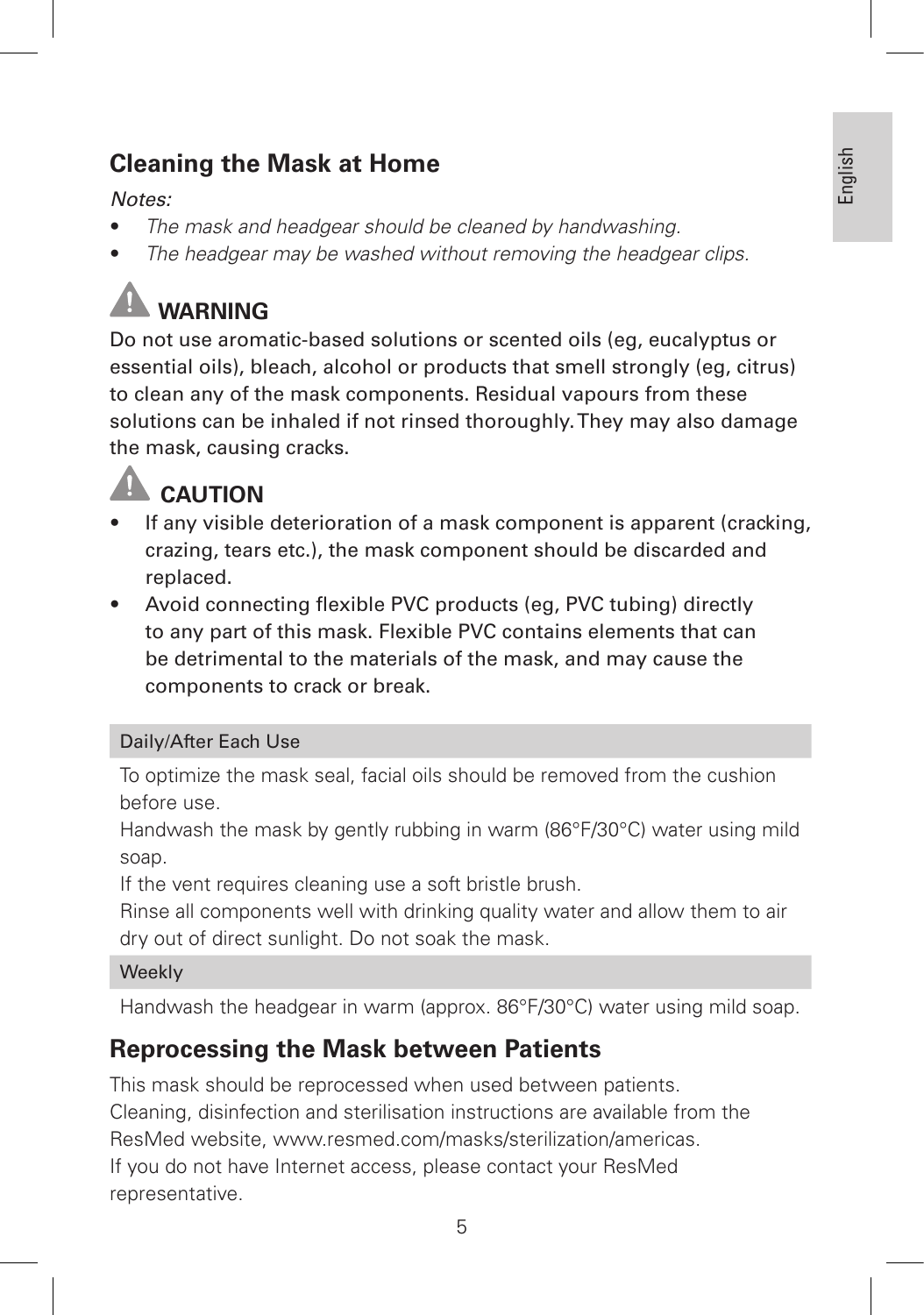## Cleaning the Mask at Home

*Notes:*

- *The mask and headgear should be cleaned by handwashing.*
- *The headgear may be washed without removing the headgear clips.*

### ⚠ WARNING

Do not use aromatic-based solutions or scented oils (eg, eucalyptus or essential oils), bleach, alcohol or products that smell strongly (eg, citrus) to clean any of the mask components. Residual vapours from these solutions can be inhaled if not rinsed thoroughly. They may also damage the mask, causing cracks.

### ⚠ CAUTION

- If any visible deterioration of a mask component is apparent (cracking, crazing, tears etc.), the mask component should be discarded and replaced.
- Avoid connecting flexible PVC products (eg, PVC tubing) directly to any part of this mask. Flexible PVC contains elements that can be detrimental to the materials of the mask, and may cause the components to crack or break.

| Daily/After Each Use |
|---|
| To optimize the mask seal, facial oils should be removed from the cushion before use. |
| Handwash the mask by gently rubbing in warm (86°F/30°C) water using mild soap. |
| If the vent requires cleaning use a soft bristle brush. |
| Rinse all components well with drinking quality water and allow them to air dry out of direct sunlight. Do not soak the mask. |

| Weekly |
|---|
| Handwash the headgear in warm (approx. 86°F/30°C) water using mild soap. |

## Reprocessing the Mask between Patients

This mask should be reprocessed when used between patients.
Cleaning, disinfection and sterilisation instructions are available from the ResMed website, www.resmed.com/masks/sterilization/americas.
If you do not have Internet access, please contact your ResMed representative.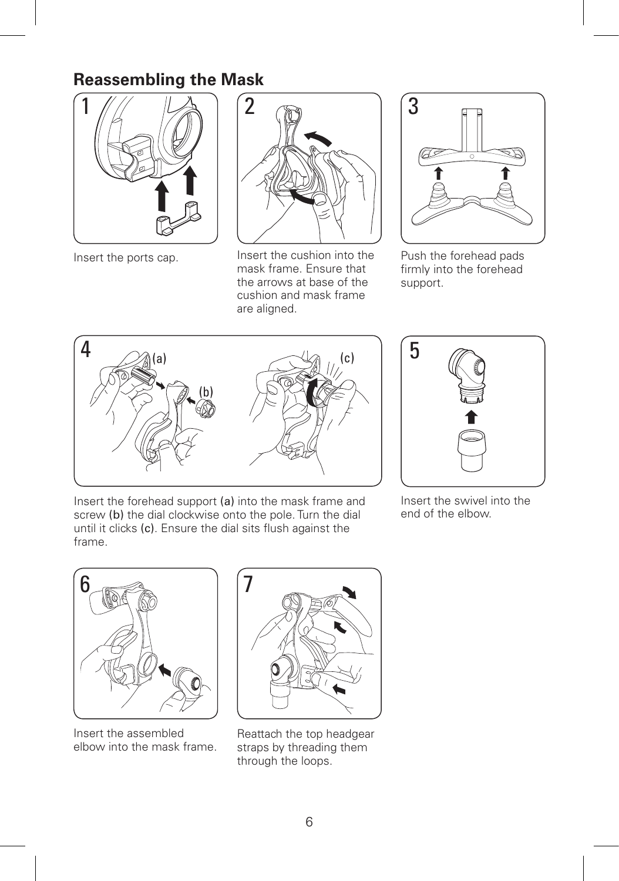## Reassembling the Mask

1. Insert the ports cap.

2. Insert the cushion into the mask frame. Ensure that the arrows at base of the cushion and mask frame are aligned.

3. Push the forehead pads firmly into the forehead support.

4. Insert the forehead support **(a)** into the mask frame and screw **(b)** the dial clockwise onto the pole. Turn the dial until it clicks **(c)**. Ensure the dial sits flush against the frame.

5. Insert the swivel into the end of the elbow.

6. Insert the assembled elbow into the mask frame.

7. Reattach the top headgear straps by threading them through the loops.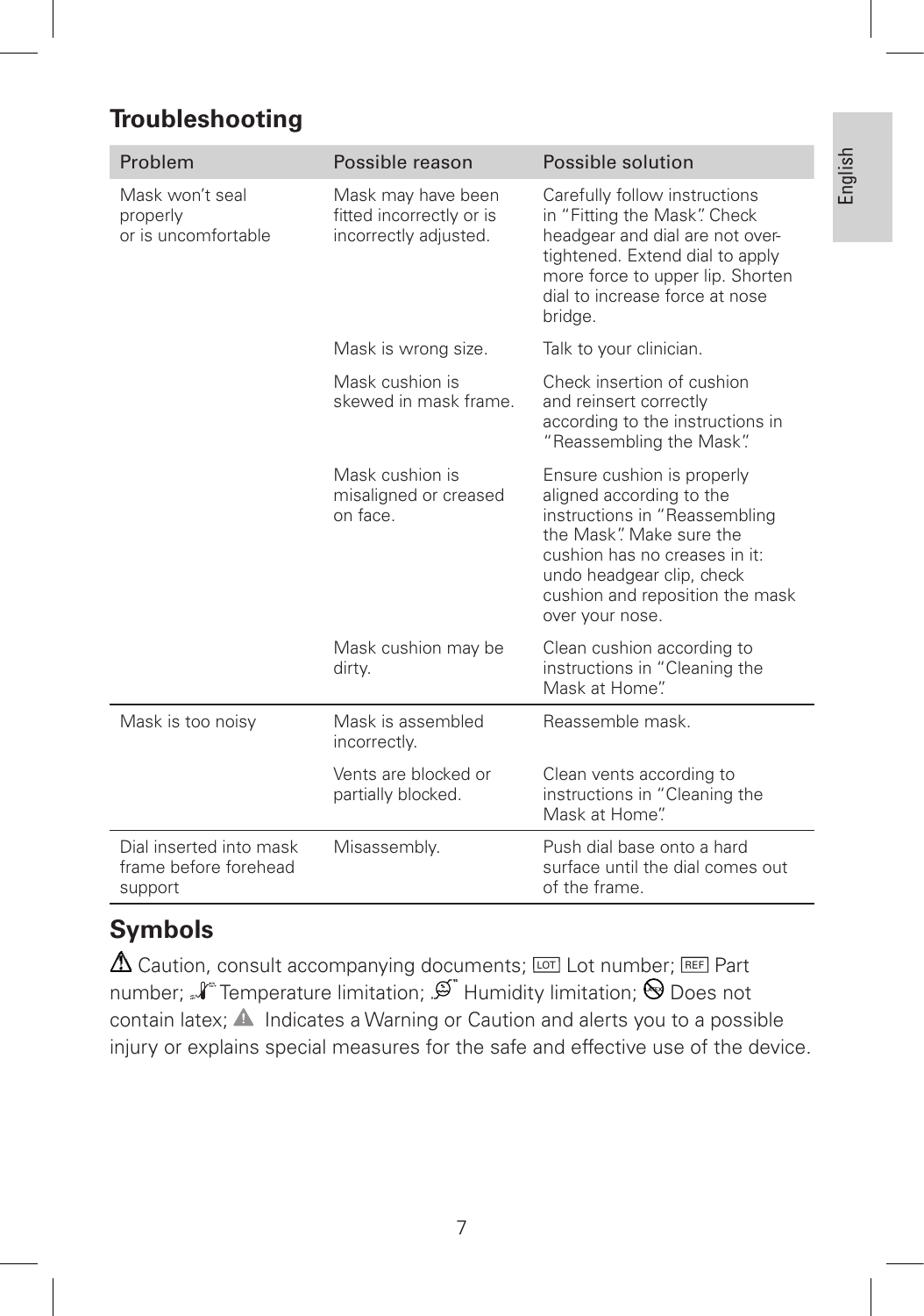## Troubleshooting

| Problem | Possible reason | Possible solution |
|---|---|---|
| Mask won't seal properly or is uncomfortable | Mask may have been fitted incorrectly or is incorrectly adjusted. | Carefully follow instructions in "Fitting the Mask". Check headgear and dial are not over-tightened. Extend dial to apply more force to upper lip. Shorten dial to increase force at nose bridge. |
| | Mask is wrong size. | Talk to your clinician. |
| | Mask cushion is skewed in mask frame. | Check insertion of cushion and reinsert correctly according to the instructions in "Reassembling the Mask". |
| | Mask cushion is misaligned or creased on face. | Ensure cushion is properly aligned according to the instructions in "Reassembling the Mask". Make sure the cushion has no creases in it: undo headgear clip, check cushion and reposition the mask over your nose. |
| | Mask cushion may be dirty. | Clean cushion according to instructions in "Cleaning the Mask at Home". |
| Mask is too noisy | Mask is assembled incorrectly. | Reassemble mask. |
| | Vents are blocked or partially blocked. | Clean vents according to instructions in "Cleaning the Mask at Home". |
| Dial inserted into mask frame before forehead support | Misassembly. | Push dial base onto a hard surface until the dial comes out of the frame. |

## Symbols

⚠ Caution, consult accompanying documents; LOT Lot number; REF Part number; Temperature limitation; Humidity limitation; Does not contain latex; ⚠ Indicates a Warning or Caution and alerts you to a possible injury or explains special measures for the safe and effective use of the device.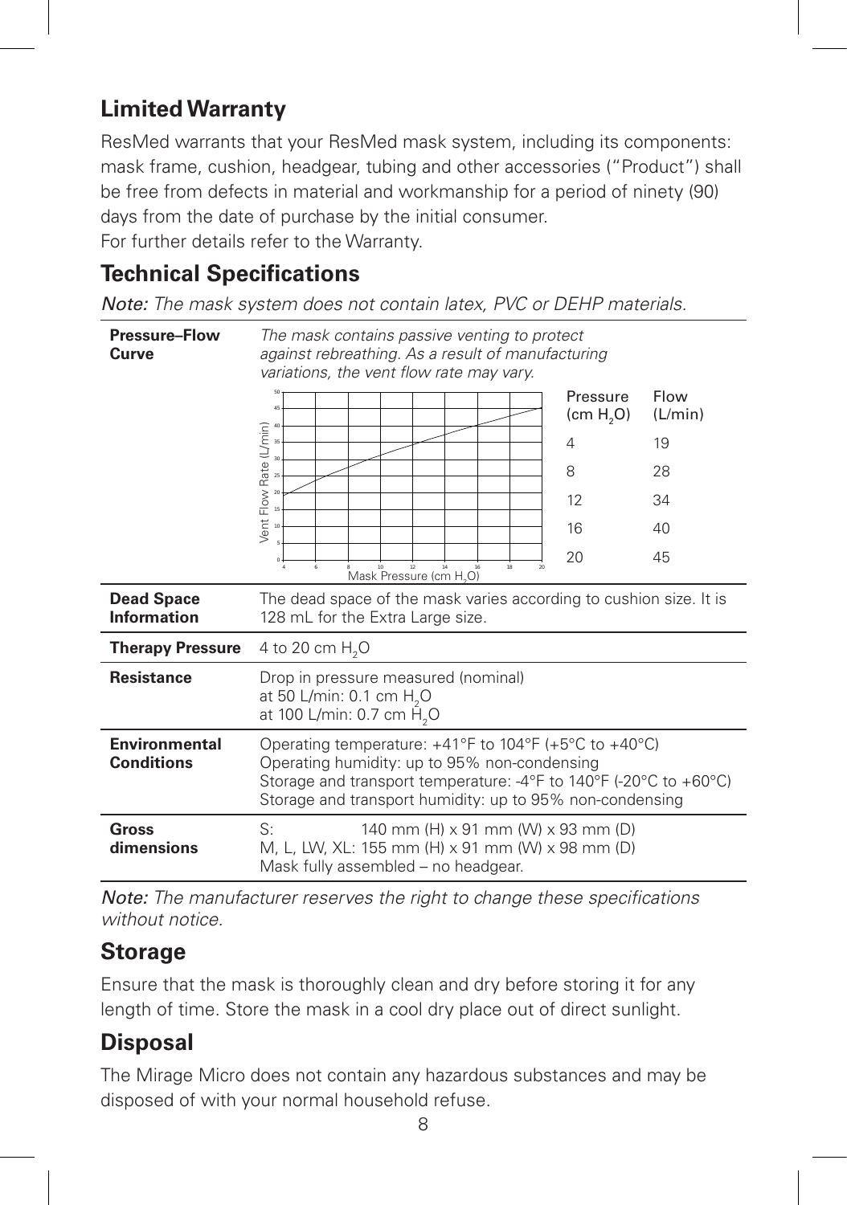## Limited Warranty

ResMed warrants that your ResMed mask system, including its components: mask frame, cushion, headgear, tubing and other accessories ("Product") shall be free from defects in material and workmanship for a period of ninety (90) days from the date of purchase by the initial consumer.
For further details refer to the Warranty.

## Technical Specifications

*Note: The mask system does not contain latex, PVC or DEHP materials.*

| | |
|---|---|
| **Pressure–Flow Curve** | *The mask contains passive venting to protect against rebreathing. As a result of manufacturing variations, the vent flow rate may vary.* |
| **Dead Space Information** | The dead space of the mask varies according to cushion size. It is 128 mL for the Extra Large size. |
| **Therapy Pressure** | 4 to 20 cm $H_2O$ |
| **Resistance** | Drop in pressure measured (nominal)<br>at 50 L/min: 0.1 cm $H_2O$<br>at 100 L/min: 0.7 cm $H_2O$ |
| **Environmental Conditions** | Operating temperature: +41°F to 104°F (+5°C to +40°C)<br>Operating humidity: up to 95% non-condensing<br>Storage and transport temperature: -4°F to 140°F (-20°C to +60°C)<br>Storage and transport humidity: up to 95% non-condensing |
| **Gross dimensions** | S: 140 mm (H) x 91 mm (W) x 93 mm (D)<br>M, L, LW, XL: 155 mm (H) x 91 mm (W) x 98 mm (D)<br>Mask fully assembled – no headgear. |

| Pressure (cm $H_2O$) | Flow (L/min) |
|---|---|
| 4 | 19 |
| 8 | 28 |
| 12 | 34 |
| 16 | 40 |
| 20 | 45 |

Vent Flow Rate (L/min) vs. Mask Pressure (cm $H_2O$)

*Note: The manufacturer reserves the right to change these specifications without notice.*

## Storage

Ensure that the mask is thoroughly clean and dry before storing it for any length of time. Store the mask in a cool dry place out of direct sunlight.

## Disposal

The Mirage Micro does not contain any hazardous substances and may be disposed of with your normal household refuse.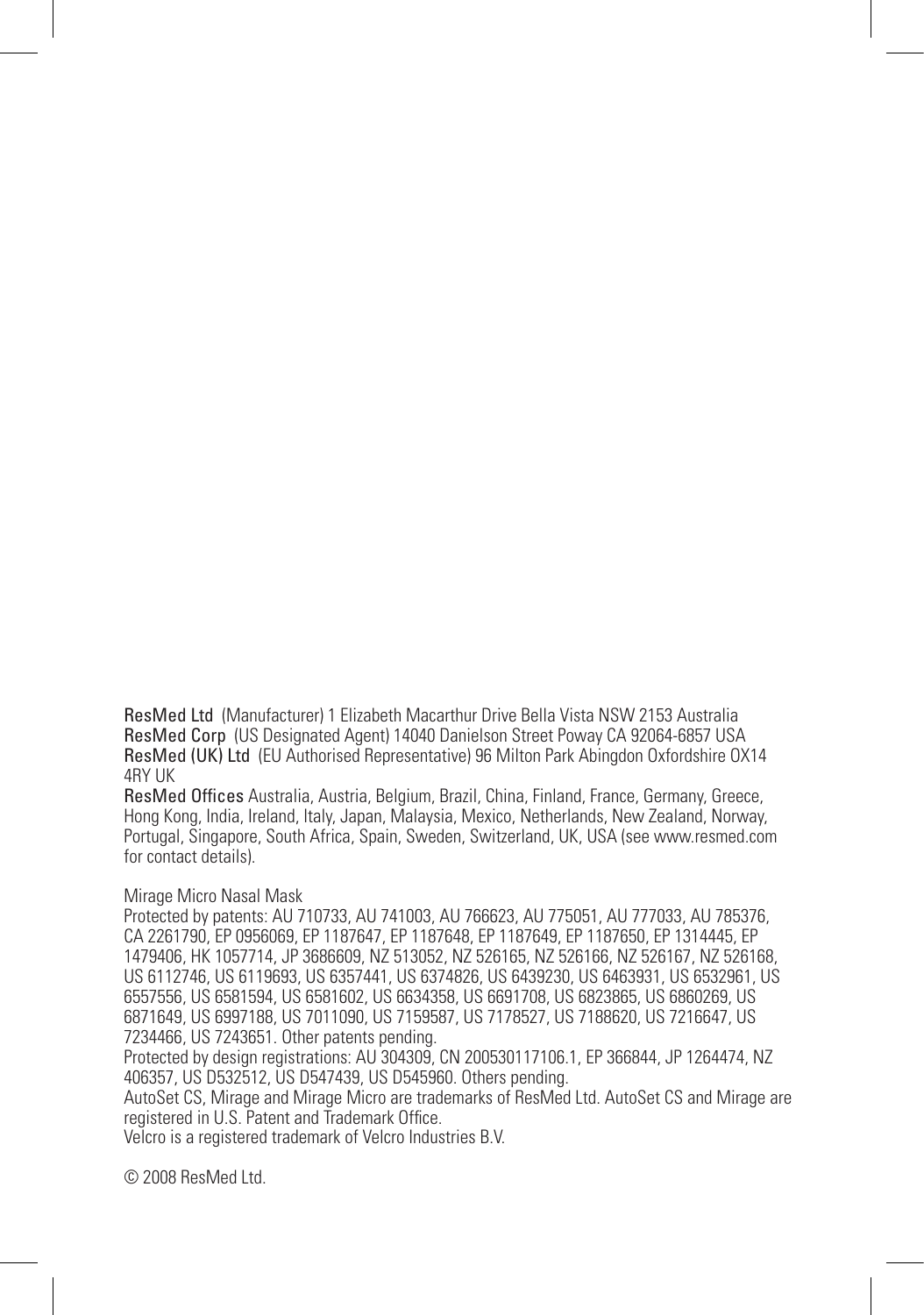**ResMed Ltd** (Manufacturer) 1 Elizabeth Macarthur Drive Bella Vista NSW 2153 Australia
**ResMed Corp** (US Designated Agent) 14040 Danielson Street Poway CA 92064-6857 USA
**ResMed (UK) Ltd** (EU Authorised Representative) 96 Milton Park Abingdon Oxfordshire OX14 4RY UK
**ResMed Offices** Australia, Austria, Belgium, Brazil, China, Finland, France, Germany, Greece, Hong Kong, India, Ireland, Italy, Japan, Malaysia, Mexico, Netherlands, New Zealand, Norway, Portugal, Singapore, South Africa, Spain, Sweden, Switzerland, UK, USA (see www.resmed.com for contact details).

Mirage Micro Nasal Mask
Protected by patents: AU 710733, AU 741003, AU 766623, AU 775051, AU 777033, AU 785376, CA 2261790, EP 0956069, EP 1187647, EP 1187648, EP 1187649, EP 1187650, EP 1314445, EP 1479406, HK 1057714, JP 3686609, NZ 513052, NZ 526165, NZ 526166, NZ 526167, NZ 526168, US 6112746, US 6119693, US 6357441, US 6374826, US 6439230, US 6463931, US 6532961, US 6557556, US 6581594, US 6581602, US 6634358, US 6691708, US 6823865, US 6860269, US 6871649, US 6997188, US 7011090, US 7159587, US 7178527, US 7188620, US 7216647, US 7234466, US 7243651. Other patents pending.
Protected by design registrations: AU 304309, CN 200530117106.1, EP 366844, JP 1264474, NZ 406357, US D532512, US D547439, US D545960. Others pending.
AutoSet CS, Mirage and Mirage Micro are trademarks of ResMed Ltd. AutoSet CS and Mirage are registered in U.S. Patent and Trademark Office.
Velcro is a registered trademark of Velcro Industries B.V.

© 2008 ResMed Ltd.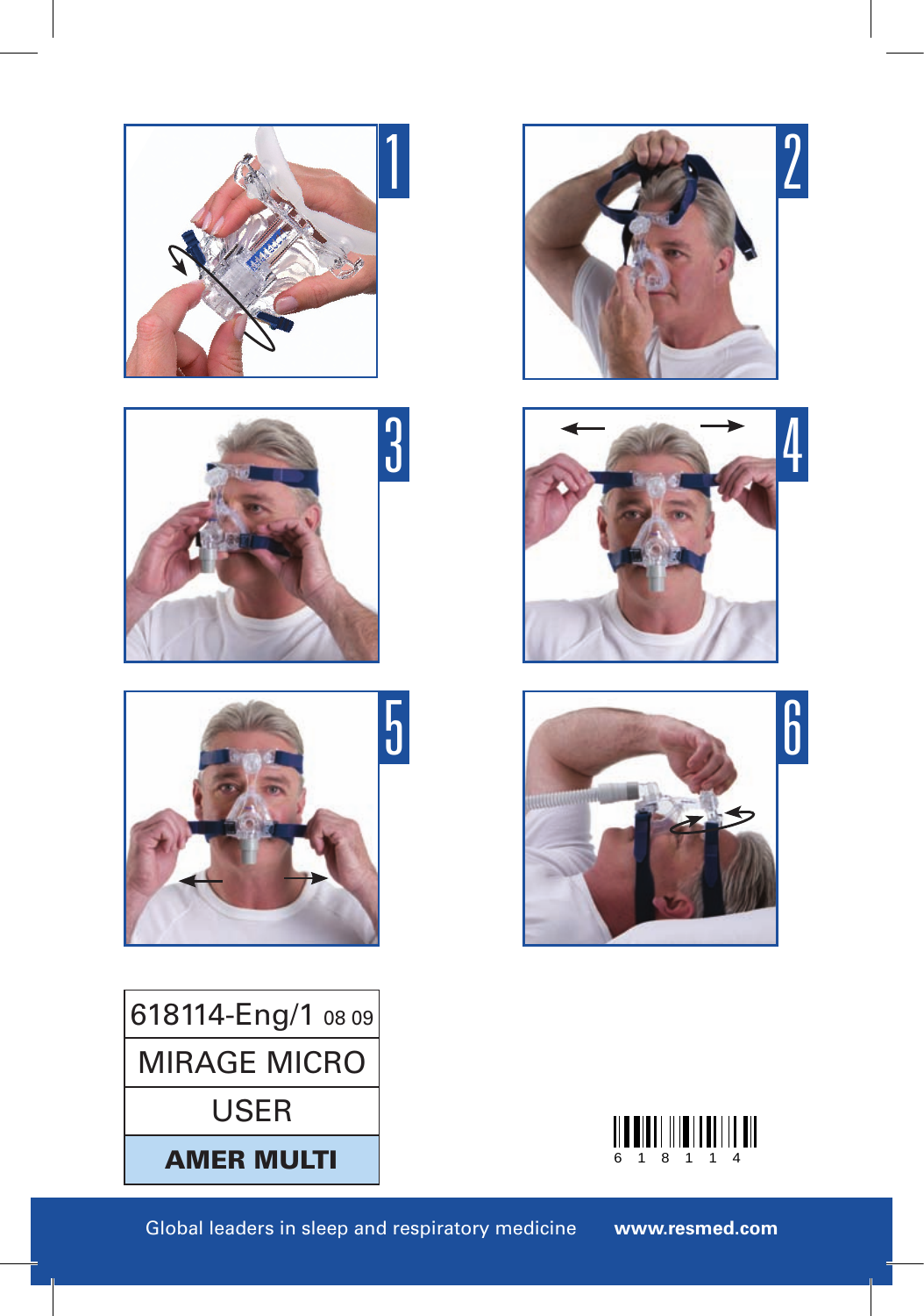1

2

3

4

5

6

| |
| --- |
| 618114-Eng/1 08 09 |
| MIRAGE MICRO |
| USER |
| **AMER MULTI** |

6 1 8 1 1 4

Global leaders in sleep and respiratory medicine **www.resmed.com**